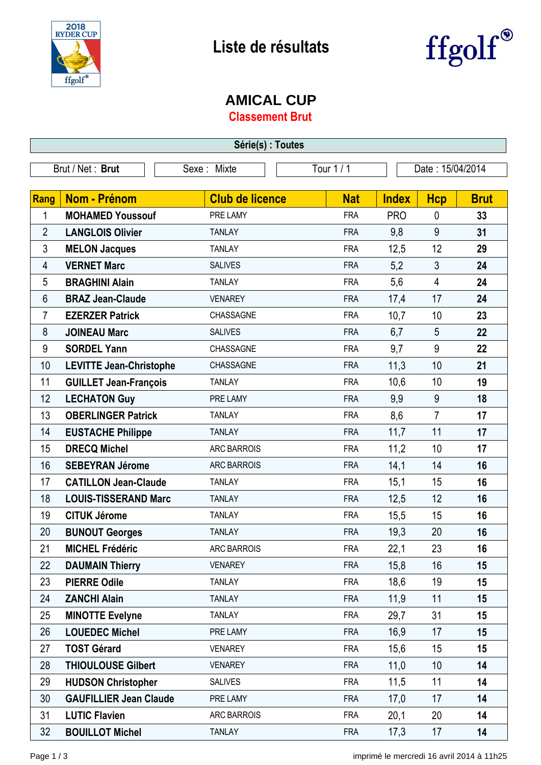# Liste de résultats

## AMICAL CUP

### Classement Brut

**Série(s) : Toutes**

| Brut / Net : **Brut** | Sexe : Mixte | Tour 1 / 1 | Date : 15/04/2014 |
|---|---|---|---|

| Rang | Nom - Prénom | Club de licence | Nat | Index | Hcp | Brut |
|---|---|---|---|---|---|---|
| 1 | **MOHAMED Youssouf** | PRE LAMY | FRA | PRO | 0 | **33** |
| 2 | **LANGLOIS Olivier** | TANLAY | FRA | 9,8 | 9 | **31** |
| 3 | **MELON Jacques** | TANLAY | FRA | 12,5 | 12 | **29** |
| 4 | **VERNET Marc** | SALIVES | FRA | 5,2 | 3 | **24** |
| 5 | **BRAGHINI Alain** | TANLAY | FRA | 5,6 | 4 | **24** |
| 6 | **BRAZ Jean-Claude** | VENAREY | FRA | 17,4 | 17 | **24** |
| 7 | **EZERZER Patrick** | CHASSAGNE | FRA | 10,7 | 10 | **23** |
| 8 | **JOINEAU Marc** | SALIVES | FRA | 6,7 | 5 | **22** |
| 9 | **SORDEL Yann** | CHASSAGNE | FRA | 9,7 | 9 | **22** |
| 10 | **LEVITTE Jean-Christophe** | CHASSAGNE | FRA | 11,3 | 10 | **21** |
| 11 | **GUILLET Jean-François** | TANLAY | FRA | 10,6 | 10 | **19** |
| 12 | **LECHATON Guy** | PRE LAMY | FRA | 9,9 | 9 | **18** |
| 13 | **OBERLINGER Patrick** | TANLAY | FRA | 8,6 | 7 | **17** |
| 14 | **EUSTACHE Philippe** | TANLAY | FRA | 11,7 | 11 | **17** |
| 15 | **DRECQ Michel** | ARC BARROIS | FRA | 11,2 | 10 | **17** |
| 16 | **SEBEYRAN Jérome** | ARC BARROIS | FRA | 14,1 | 14 | **16** |
| 17 | **CATILLON Jean-Claude** | TANLAY | FRA | 15,1 | 15 | **16** |
| 18 | **LOUIS-TISSERAND Marc** | TANLAY | FRA | 12,5 | 12 | **16** |
| 19 | **CITUK Jérome** | TANLAY | FRA | 15,5 | 15 | **16** |
| 20 | **BUNOUT Georges** | TANLAY | FRA | 19,3 | 20 | **16** |
| 21 | **MICHEL Frédéric** | ARC BARROIS | FRA | 22,1 | 23 | **16** |
| 22 | **DAUMAIN Thierry** | VENAREY | FRA | 15,8 | 16 | **15** |
| 23 | **PIERRE Odile** | TANLAY | FRA | 18,6 | 19 | **15** |
| 24 | **ZANCHI Alain** | TANLAY | FRA | 11,9 | 11 | **15** |
| 25 | **MINOTTE Evelyne** | TANLAY | FRA | 29,7 | 31 | **15** |
| 26 | **LOUEDEC Michel** | PRE LAMY | FRA | 16,9 | 17 | **15** |
| 27 | **TOST Gérard** | VENAREY | FRA | 15,6 | 15 | **15** |
| 28 | **THIOULOUSE Gilbert** | VENAREY | FRA | 11,0 | 10 | **14** |
| 29 | **HUDSON Christopher** | SALIVES | FRA | 11,5 | 11 | **14** |
| 30 | **GAUFILLIER Jean Claude** | PRE LAMY | FRA | 17,0 | 17 | **14** |
| 31 | **LUTIC Flavien** | ARC BARROIS | FRA | 20,1 | 20 | **14** |
| 32 | **BOUILLOT Michel** | TANLAY | FRA | 17,3 | 17 | **14** |

imprimé le mercredi 16 avril 2014 à 11h25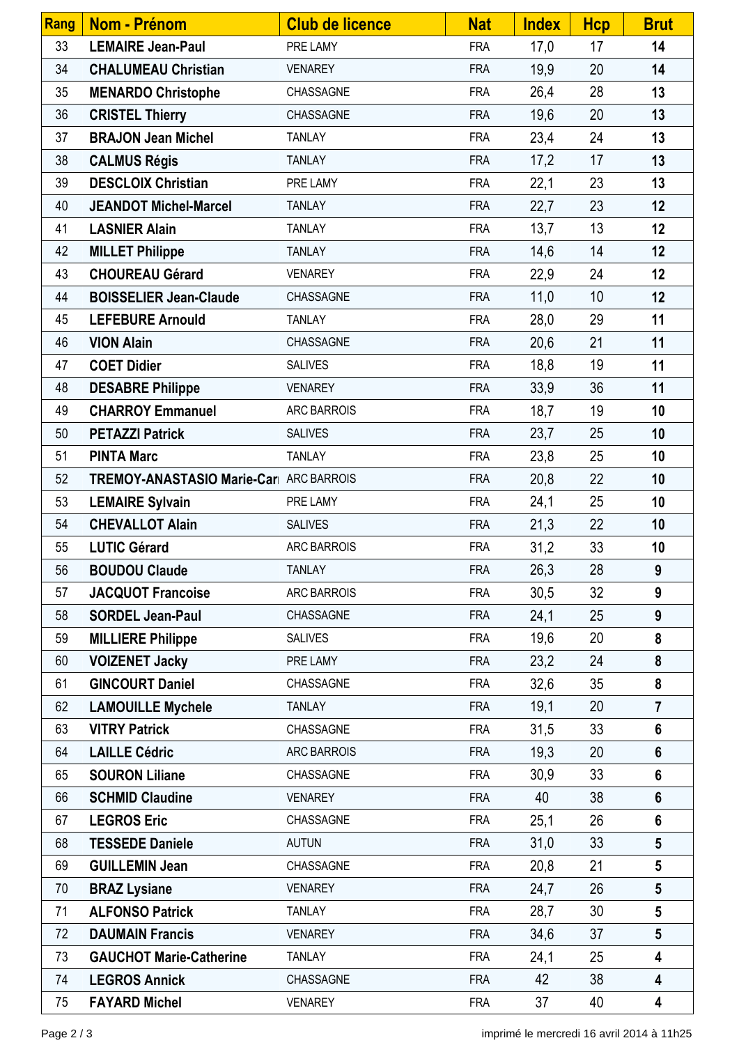| Rang | Nom - Prénom | Club de licence | Nat | Index | Hcp | Brut |
|---|---|---|---|---|---|---|
| 33 | **LEMAIRE Jean-Paul** | PRE LAMY | FRA | 17,0 | 17 | **14** |
| 34 | **CHALUMEAU Christian** | VENAREY | FRA | 19,9 | 20 | **14** |
| 35 | **MENARDO Christophe** | CHASSAGNE | FRA | 26,4 | 28 | **13** |
| 36 | **CRISTEL Thierry** | CHASSAGNE | FRA | 19,6 | 20 | **13** |
| 37 | **BRAJON Jean Michel** | TANLAY | FRA | 23,4 | 24 | **13** |
| 38 | **CALMUS Régis** | TANLAY | FRA | 17,2 | 17 | **13** |
| 39 | **DESCLOIX Christian** | PRE LAMY | FRA | 22,1 | 23 | **13** |
| 40 | **JEANDOT Michel-Marcel** | TANLAY | FRA | 22,7 | 23 | **12** |
| 41 | **LASNIER Alain** | TANLAY | FRA | 13,7 | 13 | **12** |
| 42 | **MILLET Philippe** | TANLAY | FRA | 14,6 | 14 | **12** |
| 43 | **CHOUREAU Gérard** | VENAREY | FRA | 22,9 | 24 | **12** |
| 44 | **BOISSELIER Jean-Claude** | CHASSAGNE | FRA | 11,0 | 10 | **12** |
| 45 | **LEFEBURE Arnould** | TANLAY | FRA | 28,0 | 29 | **11** |
| 46 | **VION Alain** | CHASSAGNE | FRA | 20,6 | 21 | **11** |
| 47 | **COET Didier** | SALIVES | FRA | 18,8 | 19 | **11** |
| 48 | **DESABRE Philippe** | VENAREY | FRA | 33,9 | 36 | **11** |
| 49 | **CHARROY Emmanuel** | ARC BARROIS | FRA | 18,7 | 19 | **10** |
| 50 | **PETAZZI Patrick** | SALIVES | FRA | 23,7 | 25 | **10** |
| 51 | **PINTA Marc** | TANLAY | FRA | 23,8 | 25 | **10** |
| 52 | **TREMOY-ANASTASIO Marie-Car** | ARC BARROIS | FRA | 20,8 | 22 | **10** |
| 53 | **LEMAIRE Sylvain** | PRE LAMY | FRA | 24,1 | 25 | **10** |
| 54 | **CHEVALLOT Alain** | SALIVES | FRA | 21,3 | 22 | **10** |
| 55 | **LUTIC Gérard** | ARC BARROIS | FRA | 31,2 | 33 | **10** |
| 56 | **BOUDOU Claude** | TANLAY | FRA | 26,3 | 28 | **9** |
| 57 | **JACQUOT Francoise** | ARC BARROIS | FRA | 30,5 | 32 | **9** |
| 58 | **SORDEL Jean-Paul** | CHASSAGNE | FRA | 24,1 | 25 | **9** |
| 59 | **MILLIERE Philippe** | SALIVES | FRA | 19,6 | 20 | **8** |
| 60 | **VOIZENET Jacky** | PRE LAMY | FRA | 23,2 | 24 | **8** |
| 61 | **GINCOURT Daniel** | CHASSAGNE | FRA | 32,6 | 35 | **8** |
| 62 | **LAMOUILLE Mychele** | TANLAY | FRA | 19,1 | 20 | **7** |
| 63 | **VITRY Patrick** | CHASSAGNE | FRA | 31,5 | 33 | **6** |
| 64 | **LAILLE Cédric** | ARC BARROIS | FRA | 19,3 | 20 | **6** |
| 65 | **SOURON Liliane** | CHASSAGNE | FRA | 30,9 | 33 | **6** |
| 66 | **SCHMID Claudine** | VENAREY | FRA | 40 | 38 | **6** |
| 67 | **LEGROS Eric** | CHASSAGNE | FRA | 25,1 | 26 | **6** |
| 68 | **TESSEDE Daniele** | AUTUN | FRA | 31,0 | 33 | **5** |
| 69 | **GUILLEMIN Jean** | CHASSAGNE | FRA | 20,8 | 21 | **5** |
| 70 | **BRAZ Lysiane** | VENAREY | FRA | 24,7 | 26 | **5** |
| 71 | **ALFONSO Patrick** | TANLAY | FRA | 28,7 | 30 | **5** |
| 72 | **DAUMAIN Francis** | VENAREY | FRA | 34,6 | 37 | **5** |
| 73 | **GAUCHOT Marie-Catherine** | TANLAY | FRA | 24,1 | 25 | **4** |
| 74 | **LEGROS Annick** | CHASSAGNE | FRA | 42 | 38 | **4** |
| 75 | **FAYARD Michel** | VENAREY | FRA | 37 | 40 | **4** |

imprimé le mercredi 16 avril 2014 à 11h25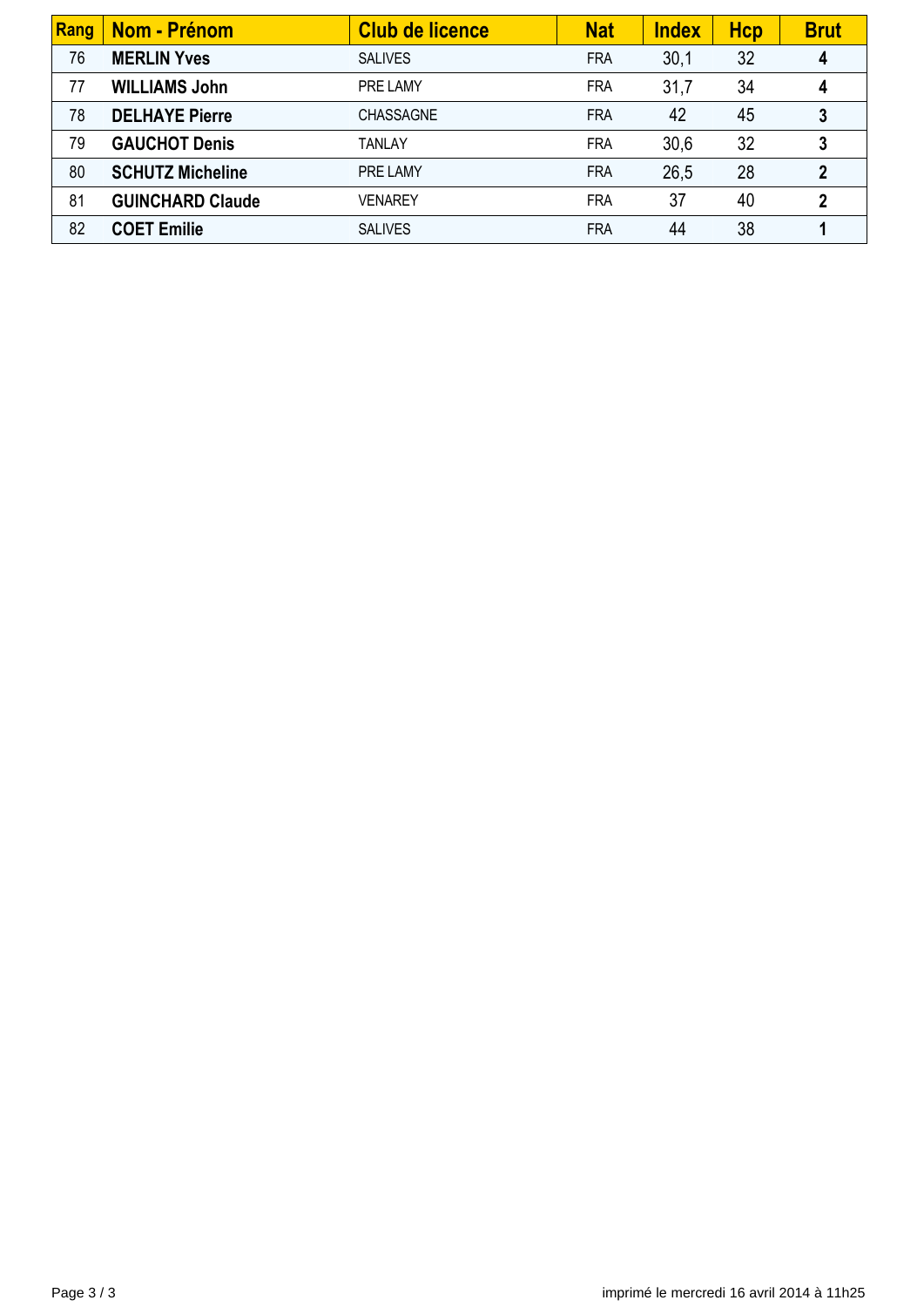| Rang | Nom - Prénom | Club de licence | Nat | Index | Hcp | Brut |
|---|---|---|---|---|---|---|
| 76 | **MERLIN Yves** | SALIVES | FRA | 30,1 | 32 | **4** |
| 77 | **WILLIAMS John** | PRE LAMY | FRA | 31,7 | 34 | **4** |
| 78 | **DELHAYE Pierre** | CHASSAGNE | FRA | 42 | 45 | **3** |
| 79 | **GAUCHOT Denis** | TANLAY | FRA | 30,6 | 32 | **3** |
| 80 | **SCHUTZ Micheline** | PRE LAMY | FRA | 26,5 | 28 | **2** |
| 81 | **GUINCHARD Claude** | VENAREY | FRA | 37 | 40 | **2** |
| 82 | **COET Emilie** | SALIVES | FRA | 44 | 38 | **1** |

imprimé le mercredi 16 avril 2014 à 11h25